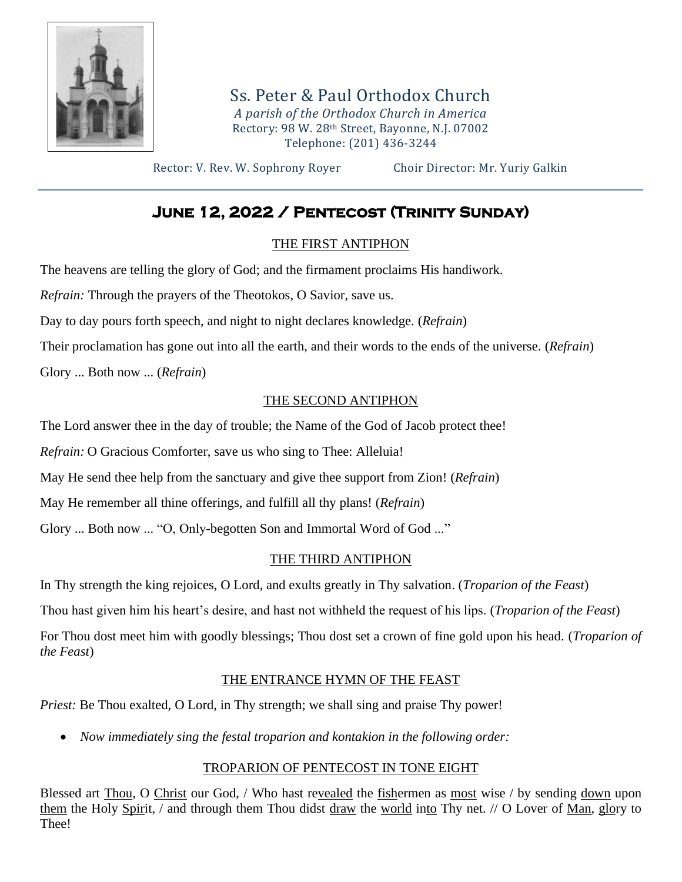Ss. Peter & Paul Orthodox Church

*A parish of the Orthodox Church in America*

Rectory: 98 W. 28th Street, Bayonne, N.J. 07002

Telephone: (201) 436-3244

Rector: V. Rev. W. Sophrony Royer Choir Director: Mr. Yuriy Galkin

# June 12, 2022 / Pentecost (Trinity Sunday)

## THE FIRST ANTIPHON

The heavens are telling the glory of God; and the firmament proclaims His handiwork.

*Refrain:* Through the prayers of the Theotokos, O Savior, save us.

Day to day pours forth speech, and night to night declares knowledge. (*Refrain*)

Their proclamation has gone out into all the earth, and their words to the ends of the universe. (*Refrain*)

Glory ... Both now ... (*Refrain*)

## THE SECOND ANTIPHON

The Lord answer thee in the day of trouble; the Name of the God of Jacob protect thee!

*Refrain:* O Gracious Comforter, save us who sing to Thee: Alleluia!

May He send thee help from the sanctuary and give thee support from Zion! (*Refrain*)

May He remember all thine offerings, and fulfill all thy plans! (*Refrain*)

Glory ... Both now ... "O, Only-begotten Son and Immortal Word of God ..."

## THE THIRD ANTIPHON

In Thy strength the king rejoices, O Lord, and exults greatly in Thy salvation. (*Troparion of the Feast*)

Thou hast given him his heart's desire, and hast not withheld the request of his lips. (*Troparion of the Feast*)

For Thou dost meet him with goodly blessings; Thou dost set a crown of fine gold upon his head. (*Troparion of the Feast*)

## THE ENTRANCE HYMN OF THE FEAST

*Priest:* Be Thou exalted, O Lord, in Thy strength; we shall sing and praise Thy power!

- *Now immediately sing the festal troparion and kontakion in the following order:*

## TROPARION OF PENTECOST IN TONE EIGHT

Blessed art Thou, O Christ our God, / Who hast revealed the fishermen as most wise / by sending down upon them the Holy Spirit, / and through them Thou didst draw the world into Thy net. // O Lover of Man, glory to Thee!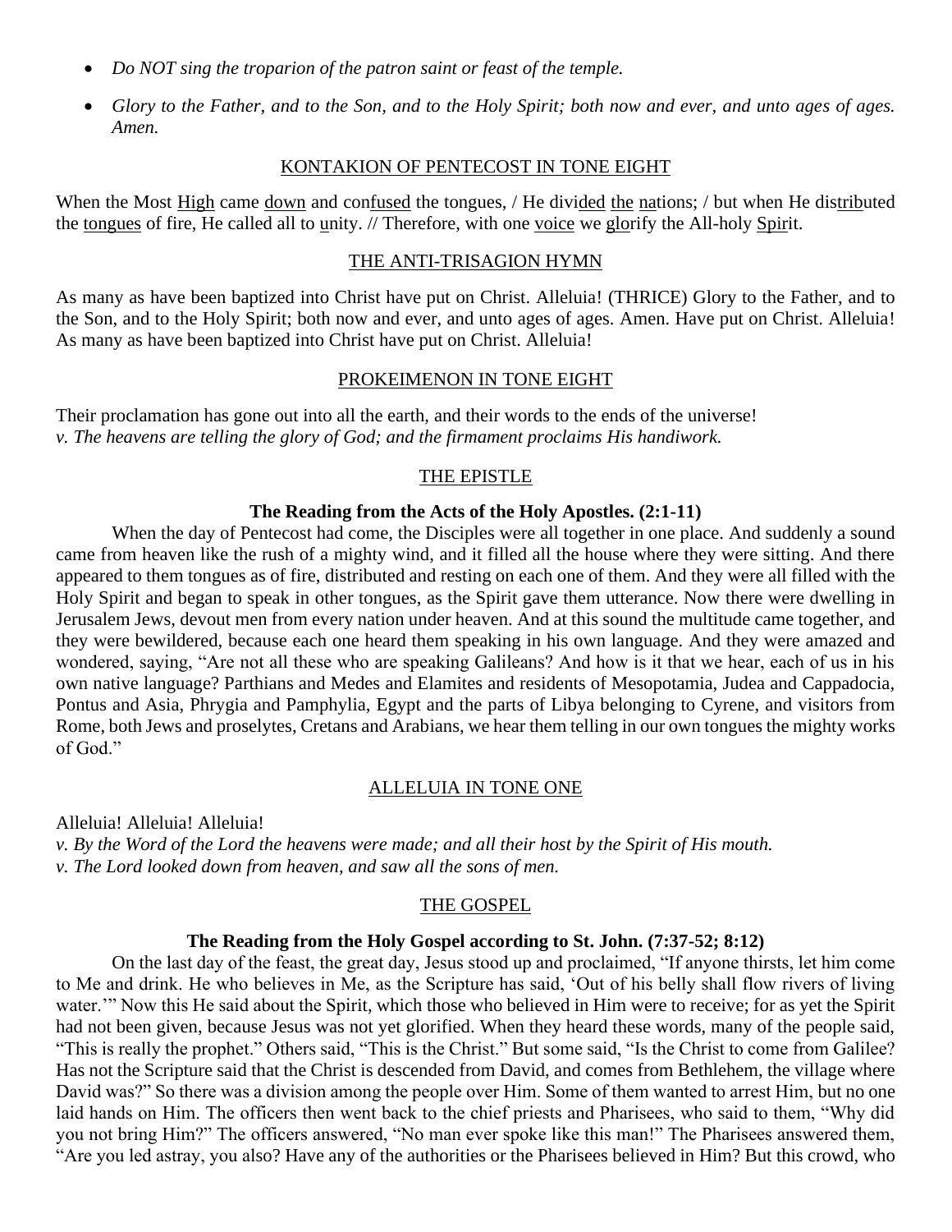- *Do NOT sing the troparion of the patron saint or feast of the temple.*
- *Glory to the Father, and to the Son, and to the Holy Spirit; both now and ever, and unto ages of ages. Amen.*

## KONTAKION OF PENTECOST IN TONE EIGHT

When the Most High came down and confused the tongues, / He divided the nations; / but when He distributed the tongues of fire, He called all to unity. // Therefore, with one voice we glorify the All-holy Spirit.

## THE ANTI-TRISAGION HYMN

As many as have been baptized into Christ have put on Christ. Alleluia! (THRICE) Glory to the Father, and to the Son, and to the Holy Spirit; both now and ever, and unto ages of ages. Amen. Have put on Christ. Alleluia! As many as have been baptized into Christ have put on Christ. Alleluia!

## PROKEIMENON IN TONE EIGHT

Their proclamation has gone out into all the earth, and their words to the ends of the universe!
*v. The heavens are telling the glory of God; and the firmament proclaims His handiwork.*

## THE EPISTLE

**The Reading from the Acts of the Holy Apostles. (2:1-11)**

When the day of Pentecost had come, the Disciples were all together in one place. And suddenly a sound came from heaven like the rush of a mighty wind, and it filled all the house where they were sitting. And there appeared to them tongues as of fire, distributed and resting on each one of them. And they were all filled with the Holy Spirit and began to speak in other tongues, as the Spirit gave them utterance. Now there were dwelling in Jerusalem Jews, devout men from every nation under heaven. And at this sound the multitude came together, and they were bewildered, because each one heard them speaking in his own language. And they were amazed and wondered, saying, "Are not all these who are speaking Galileans? And how is it that we hear, each of us in his own native language? Parthians and Medes and Elamites and residents of Mesopotamia, Judea and Cappadocia, Pontus and Asia, Phrygia and Pamphylia, Egypt and the parts of Libya belonging to Cyrene, and visitors from Rome, both Jews and proselytes, Cretans and Arabians, we hear them telling in our own tongues the mighty works of God."

## ALLELUIA IN TONE ONE

Alleluia! Alleluia! Alleluia!
*v. By the Word of the Lord the heavens were made; and all their host by the Spirit of His mouth.*
*v. The Lord looked down from heaven, and saw all the sons of men.*

## THE GOSPEL

**The Reading from the Holy Gospel according to St. John. (7:37-52; 8:12)**

On the last day of the feast, the great day, Jesus stood up and proclaimed, "If anyone thirsts, let him come to Me and drink. He who believes in Me, as the Scripture has said, 'Out of his belly shall flow rivers of living water.'" Now this He said about the Spirit, which those who believed in Him were to receive; for as yet the Spirit had not been given, because Jesus was not yet glorified. When they heard these words, many of the people said, "This is really the prophet." Others said, "This is the Christ." But some said, "Is the Christ to come from Galilee? Has not the Scripture said that the Christ is descended from David, and comes from Bethlehem, the village where David was?" So there was a division among the people over Him. Some of them wanted to arrest Him, but no one laid hands on Him. The officers then went back to the chief priests and Pharisees, who said to them, "Why did you not bring Him?" The officers answered, "No man ever spoke like this man!" The Pharisees answered them, "Are you led astray, you also? Have any of the authorities or the Pharisees believed in Him? But this crowd, who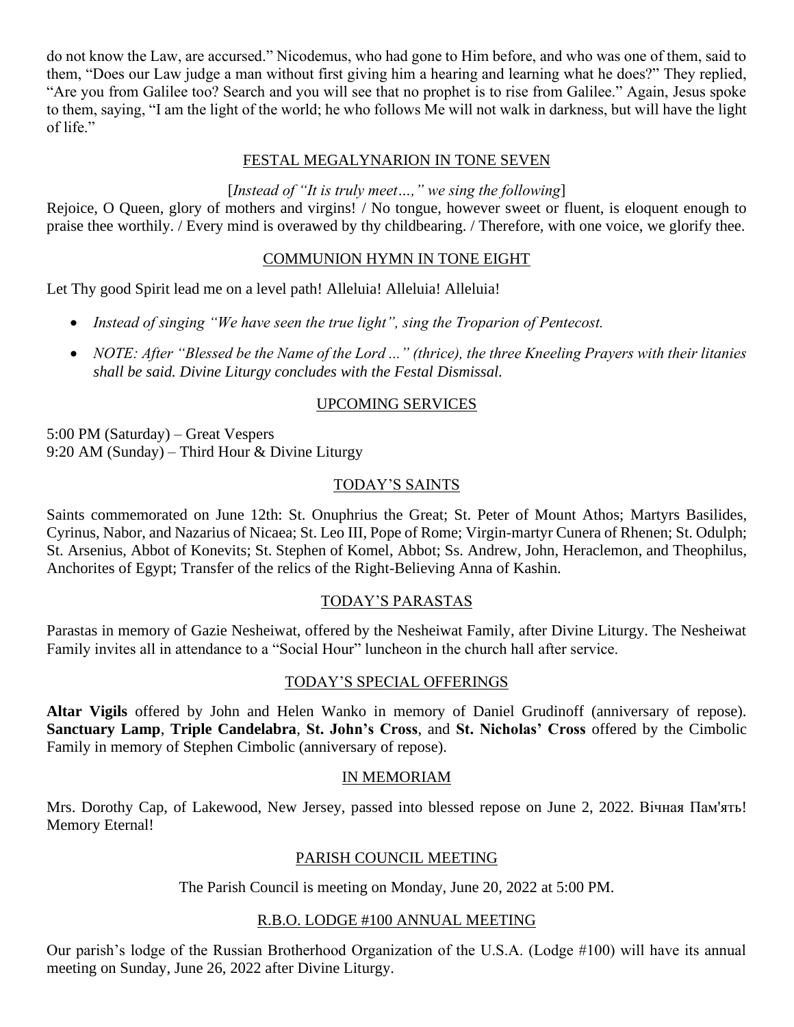do not know the Law, are accursed." Nicodemus, who had gone to Him before, and who was one of them, said to them, "Does our Law judge a man without first giving him a hearing and learning what he does?" They replied, "Are you from Galilee too? Search and you will see that no prophet is to rise from Galilee." Again, Jesus spoke to them, saying, "I am the light of the world; he who follows Me will not walk in darkness, but will have the light of life."

## FESTAL MEGALYNARION IN TONE SEVEN

[*Instead of "It is truly meet…," we sing the following*]

Rejoice, O Queen, glory of mothers and virgins! / No tongue, however sweet or fluent, is eloquent enough to praise thee worthily. / Every mind is overawed by thy childbearing. / Therefore, with one voice, we glorify thee.

## COMMUNION HYMN IN TONE EIGHT

Let Thy good Spirit lead me on a level path! Alleluia! Alleluia! Alleluia!

- *Instead of singing "We have seen the true light", sing the Troparion of Pentecost.*
- *NOTE: After "Blessed be the Name of the Lord ..." (thrice), the three Kneeling Prayers with their litanies shall be said. Divine Liturgy concludes with the Festal Dismissal.*

## UPCOMING SERVICES

5:00 PM (Saturday) – Great Vespers
9:20 AM (Sunday) – Third Hour & Divine Liturgy

## TODAY'S SAINTS

Saints commemorated on June 12th: St. Onuphrius the Great; St. Peter of Mount Athos; Martyrs Basilides, Cyrinus, Nabor, and Nazarius of Nicaea; St. Leo III, Pope of Rome; Virgin-martyr Cunera of Rhenen; St. Odulph; St. Arsenius, Abbot of Konevits; St. Stephen of Komel, Abbot; Ss. Andrew, John, Heraclemon, and Theophilus, Anchorites of Egypt; Transfer of the relics of the Right-Believing Anna of Kashin.

## TODAY'S PARASTAS

Parastas in memory of Gazie Nesheiwat, offered by the Nesheiwat Family, after Divine Liturgy. The Nesheiwat Family invites all in attendance to a "Social Hour" luncheon in the church hall after service.

## TODAY'S SPECIAL OFFERINGS

**Altar Vigils** offered by John and Helen Wanko in memory of Daniel Grudinoff (anniversary of repose). **Sanctuary Lamp**, **Triple Candelabra**, **St. John's Cross**, and **St. Nicholas' Cross** offered by the Cimbolic Family in memory of Stephen Cimbolic (anniversary of repose).

## IN MEMORIAM

Mrs. Dorothy Cap, of Lakewood, New Jersey, passed into blessed repose on June 2, 2022. Вічная Пам'ять! Memory Eternal!

## PARISH COUNCIL MEETING

The Parish Council is meeting on Monday, June 20, 2022 at 5:00 PM.

## R.B.O. LODGE #100 ANNUAL MEETING

Our parish's lodge of the Russian Brotherhood Organization of the U.S.A. (Lodge #100) will have its annual meeting on Sunday, June 26, 2022 after Divine Liturgy.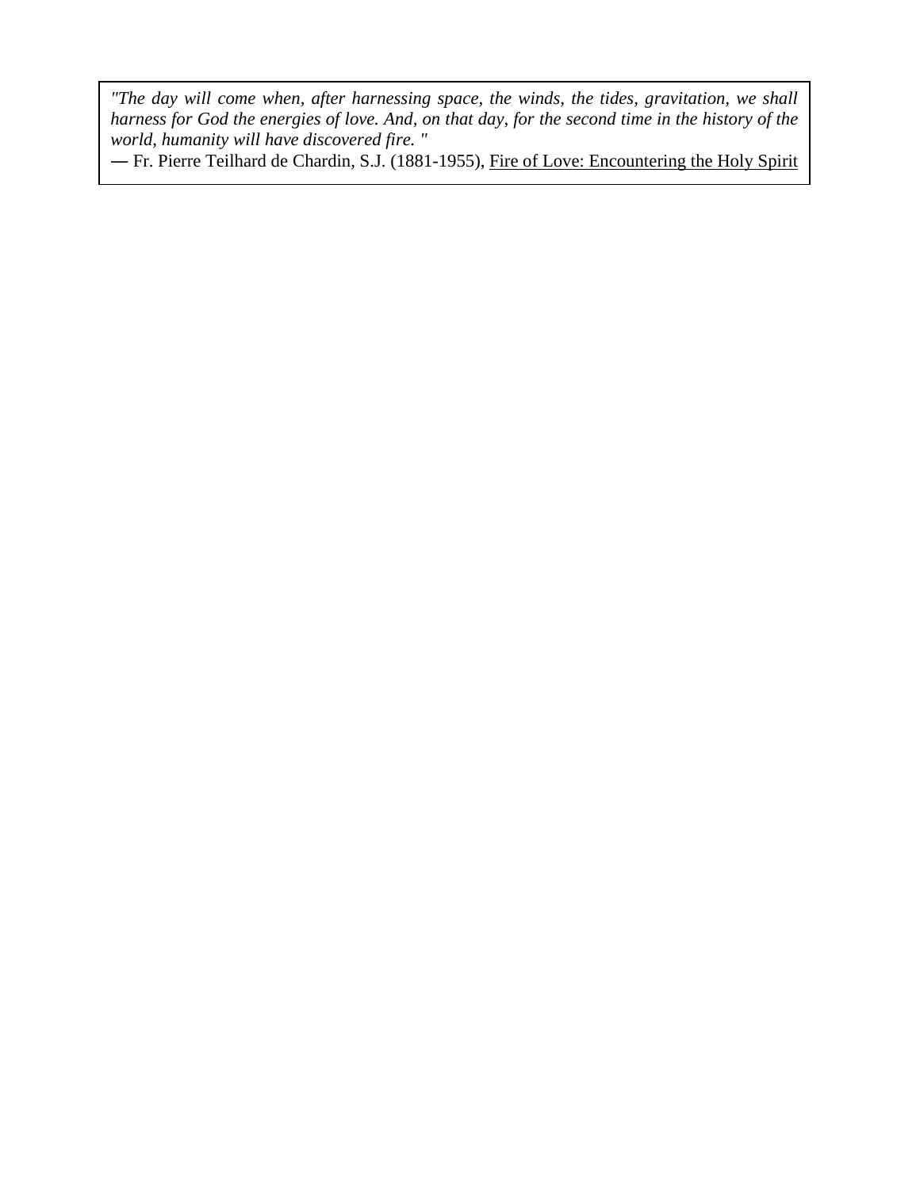*"The day will come when, after harnessing space, the winds, the tides, gravitation, we shall harness for God the energies of love. And, on that day, for the second time in the history of the world, humanity will have discovered fire. "*

— Fr. Pierre Teilhard de Chardin, S.J. (1881-1955), Fire of Love: Encountering the Holy Spirit